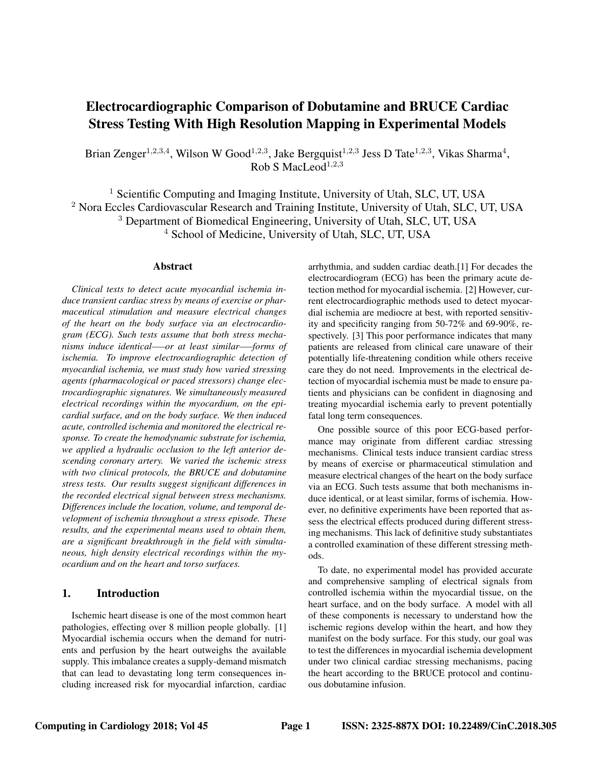# Electrocardiographic Comparison of Dobutamine and BRUCE Cardiac Stress Testing With High Resolution Mapping in Experimental Models

Brian Zenger[1,2,3,4], Wilson W Good[1,2,3], Jake Bergquist[1,2,3] Jess D Tate[1,2,3], Vikas Sharma[4], Rob S MacLeod[1,2,3]

[1] Scientific Computing and Imaging Institute, University of Utah, SLC, UT, USA
[2] Nora Eccles Cardiovascular Research and Training Institute, University of Utah, SLC, UT, USA
[3] Department of Biomedical Engineering, University of Utah, SLC, UT, USA
[4] School of Medicine, University of Utah, SLC, UT, USA

## Abstract

*Clinical tests to detect acute myocardial ischemia induce transient cardiac stress by means of exercise or pharmaceutical stimulation and measure electrical changes of the heart on the body surface via an electrocardiogram (ECG). Such tests assume that both stress mechanisms induce identical—–or at least similar—–forms of ischemia. To improve electrocardiographic detection of myocardial ischemia, we must study how varied stressing agents (pharmacological or paced stressors) change electrocardiographic signatures. We simultaneously measured electrical recordings within the myocardium, on the epicardial surface, and on the body surface. We then induced acute, controlled ischemia and monitored the electrical response. To create the hemodynamic substrate for ischemia, we applied a hydraulic occlusion to the left anterior descending coronary artery. We varied the ischemic stress with two clinical protocols, the BRUCE and dobutamine stress tests. Our results suggest significant differences in the recorded electrical signal between stress mechanisms. Differences include the location, volume, and temporal development of ischemia throughout a stress episode. These results, and the experimental means used to obtain them, are a significant breakthrough in the field with simultaneous, high density electrical recordings within the myocardium and on the heart and torso surfaces.*

## 1. Introduction

Ischemic heart disease is one of the most common heart pathologies, effecting over 8 million people globally. [1] Myocardial ischemia occurs when the demand for nutrients and perfusion by the heart outweighs the available supply. This imbalance creates a supply-demand mismatch that can lead to devastating long term consequences including increased risk for myocardial infarction, cardiac arrhythmia, and sudden cardiac death.[1] For decades the electrocardiogram (ECG) has been the primary acute detection method for myocardial ischemia. [2] However, current electrocardiographic methods used to detect myocardial ischemia are mediocre at best, with reported sensitivity and specificity ranging from 50-72% and 69-90%, respectively. [3] This poor performance indicates that many patients are released from clinical care unaware of their potentially life-threatening condition while others receive care they do not need. Improvements in the electrical detection of myocardial ischemia must be made to ensure patients and physicians can be confident in diagnosing and treating myocardial ischemia early to prevent potentially fatal long term consequences.

One possible source of this poor ECG-based performance may originate from different cardiac stressing mechanisms. Clinical tests induce transient cardiac stress by means of exercise or pharmaceutical stimulation and measure electrical changes of the heart on the body surface via an ECG. Such tests assume that both mechanisms induce identical, or at least similar, forms of ischemia. However, no definitive experiments have been reported that assess the electrical effects produced during different stressing mechanisms. This lack of definitive study substantiates a controlled examination of these different stressing methods.

To date, no experimental model has provided accurate and comprehensive sampling of electrical signals from controlled ischemia within the myocardial tissue, on the heart surface, and on the body surface. A model with all of these components is necessary to understand how the ischemic regions develop within the heart, and how they manifest on the body surface. For this study, our goal was to test the differences in myocardial ischemia development under two clinical cardiac stressing mechanisms, pacing the heart according to the BRUCE protocol and continuous dobutamine infusion.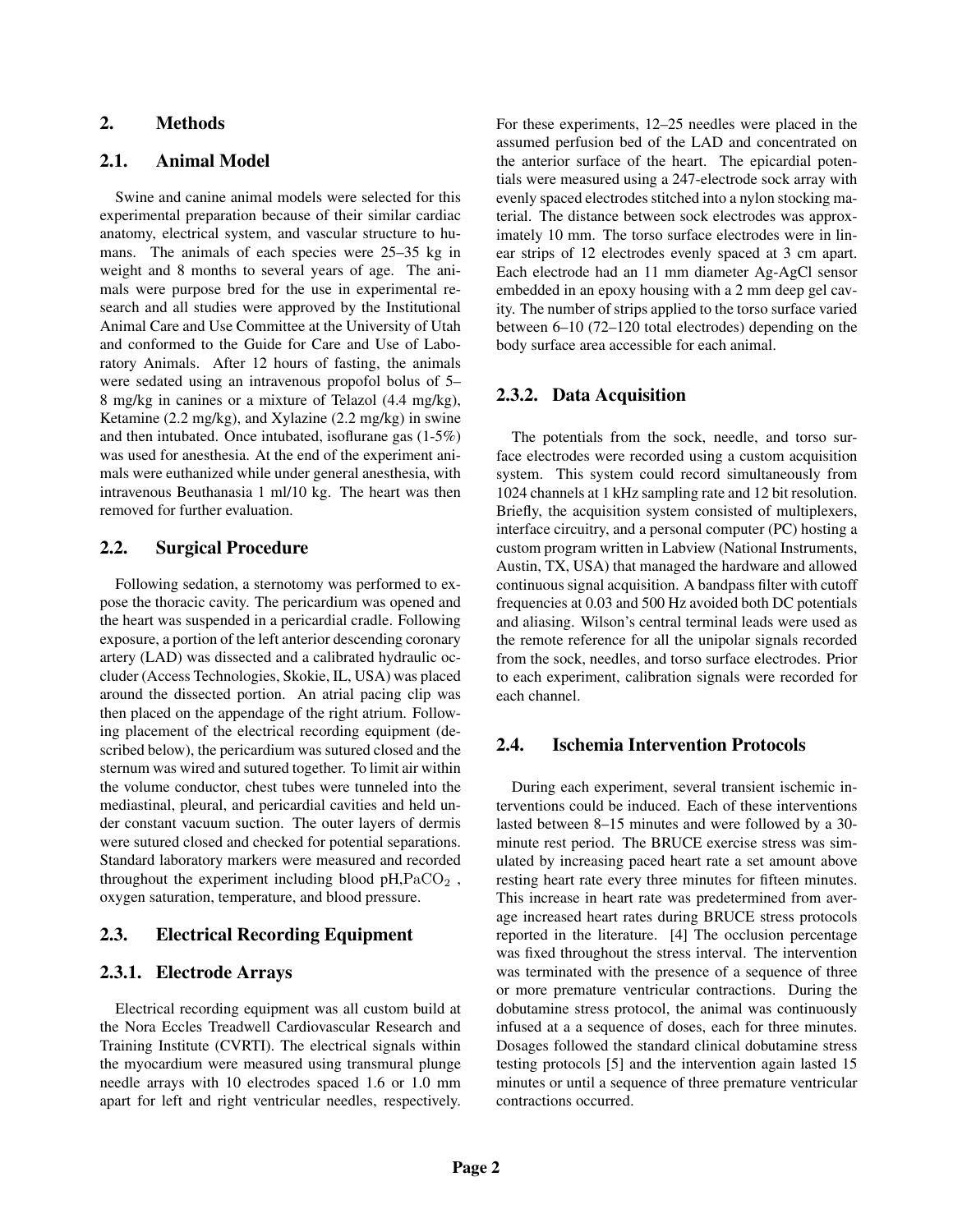## 2. Methods

### 2.1. Animal Model

Swine and canine animal models were selected for this experimental preparation because of their similar cardiac anatomy, electrical system, and vascular structure to humans. The animals of each species were 25–35 kg in weight and 8 months to several years of age. The animals were purpose bred for the use in experimental research and all studies were approved by the Institutional Animal Care and Use Committee at the University of Utah and conformed to the Guide for Care and Use of Laboratory Animals. After 12 hours of fasting, the animals were sedated using an intravenous propofol bolus of 5–8 mg/kg in canines or a mixture of Telazol (4.4 mg/kg), Ketamine (2.2 mg/kg), and Xylazine (2.2 mg/kg) in swine and then intubated. Once intubated, isoflurane gas (1-5%) was used for anesthesia. At the end of the experiment animals were euthanized while under general anesthesia, with intravenous Beuthanasia 1 ml/10 kg. The heart was then removed for further evaluation.

### 2.2. Surgical Procedure

Following sedation, a sternotomy was performed to expose the thoracic cavity. The pericardium was opened and the heart was suspended in a pericardial cradle. Following exposure, a portion of the left anterior descending coronary artery (LAD) was dissected and a calibrated hydraulic occluder (Access Technologies, Skokie, IL, USA) was placed around the dissected portion. An atrial pacing clip was then placed on the appendage of the right atrium. Following placement of the electrical recording equipment (described below), the pericardium was sutured closed and the sternum was wired and sutured together. To limit air within the volume conductor, chest tubes were tunneled into the mediastinal, pleural, and pericardial cavities and held under constant vacuum suction. The outer layers of dermis were sutured closed and checked for potential separations. Standard laboratory markers were measured and recorded throughout the experiment including blood pH,$\mathrm{PaCO_2}$ , oxygen saturation, temperature, and blood pressure.

### 2.3. Electrical Recording Equipment

#### 2.3.1. Electrode Arrays

Electrical recording equipment was all custom build at the Nora Eccles Treadwell Cardiovascular Research and Training Institute (CVRTI). The electrical signals within the myocardium were measured using transmural plunge needle arrays with 10 electrodes spaced 1.6 or 1.0 mm apart for left and right ventricular needles, respectively. For these experiments, 12–25 needles were placed in the assumed perfusion bed of the LAD and concentrated on the anterior surface of the heart. The epicardial potentials were measured using a 247-electrode sock array with evenly spaced electrodes stitched into a nylon stocking material. The distance between sock electrodes was approximately 10 mm. The torso surface electrodes were in linear strips of 12 electrodes evenly spaced at 3 cm apart. Each electrode had an 11 mm diameter Ag-AgCl sensor embedded in an epoxy housing with a 2 mm deep gel cavity. The number of strips applied to the torso surface varied between 6–10 (72–120 total electrodes) depending on the body surface area accessible for each animal.

#### 2.3.2. Data Acquisition

The potentials from the sock, needle, and torso surface electrodes were recorded using a custom acquisition system. This system could record simultaneously from 1024 channels at 1 kHz sampling rate and 12 bit resolution. Briefly, the acquisition system consisted of multiplexers, interface circuitry, and a personal computer (PC) hosting a custom program written in Labview (National Instruments, Austin, TX, USA) that managed the hardware and allowed continuous signal acquisition. A bandpass filter with cutoff frequencies at 0.03 and 500 Hz avoided both DC potentials and aliasing. Wilson's central terminal leads were used as the remote reference for all the unipolar signals recorded from the sock, needles, and torso surface electrodes. Prior to each experiment, calibration signals were recorded for each channel.

### 2.4. Ischemia Intervention Protocols

During each experiment, several transient ischemic interventions could be induced. Each of these interventions lasted between 8–15 minutes and were followed by a 30-minute rest period. The BRUCE exercise stress was simulated by increasing paced heart rate a set amount above resting heart rate every three minutes for fifteen minutes. This increase in heart rate was predetermined from average increased heart rates during BRUCE stress protocols reported in the literature. [4] The occlusion percentage was fixed throughout the stress interval. The intervention was terminated with the presence of a sequence of three or more premature ventricular contractions. During the dobutamine stress protocol, the animal was continuously infused at a a sequence of doses, each for three minutes. Dosages followed the standard clinical dobutamine stress testing protocols [5] and the intervention again lasted 15 minutes or until a sequence of three premature ventricular contractions occurred.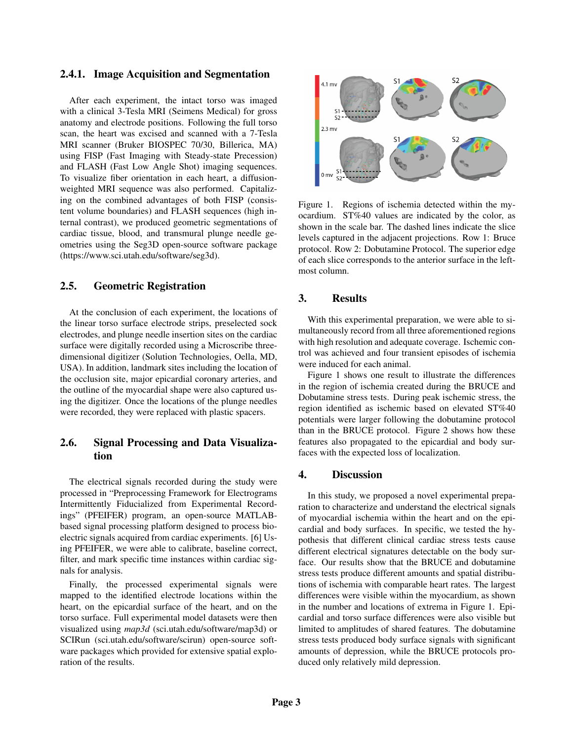### 2.4.1. Image Acquisition and Segmentation

After each experiment, the intact torso was imaged with a clinical 3-Tesla MRI (Seimens Medical) for gross anatomy and electrode positions. Following the full torso scan, the heart was excised and scanned with a 7-Tesla MRI scanner (Bruker BIOSPEC 70/30, Billerica, MA) using FISP (Fast Imaging with Steady-state Precession) and FLASH (Fast Low Angle Shot) imaging sequences. To visualize fiber orientation in each heart, a diffusion-weighted MRI sequence was also performed. Capitalizing on the combined advantages of both FISP (consistent volume boundaries) and FLASH sequences (high internal contrast), we produced geometric segmentations of cardiac tissue, blood, and transmural plunge needle geometries using the Seg3D open-source software package (https://www.sci.utah.edu/software/seg3d).

## 2.5. Geometric Registration

At the conclusion of each experiment, the locations of the linear torso surface electrode strips, preselected sock electrodes, and plunge needle insertion sites on the cardiac surface were digitally recorded using a Microscribe three-dimensional digitizer (Solution Technologies, Oella, MD, USA). In addition, landmark sites including the location of the occlusion site, major epicardial coronary arteries, and the outline of the myocardial shape were also captured using the digitizer. Once the locations of the plunge needles were recorded, they were replaced with plastic spacers.

## 2.6. Signal Processing and Data Visualization

The electrical signals recorded during the study were processed in "Preprocessing Framework for Electrograms Intermittently Fiducialized from Experimental Recordings" (PFEIFER) program, an open-source MATLAB-based signal processing platform designed to process bioelectric signals acquired from cardiac experiments. [6] Using PFEIFER, we were able to calibrate, baseline correct, filter, and mark specific time instances within cardiac signals for analysis.

Finally, the processed experimental signals were mapped to the identified electrode locations within the heart, on the epicardial surface of the heart, and on the torso surface. Full experimental model datasets were then visualized using *map3d* (sci.utah.edu/software/map3d) or SCIRun (sci.utah.edu/software/scirun) open-source software packages which provided for extensive spatial exploration of the results.

Figure 1. Regions of ischemia detected within the myocardium. ST%40 values are indicated by the color, as shown in the scale bar. The dashed lines indicate the slice levels captured in the adjacent projections. Row 1: Bruce protocol. Row 2: Dobutamine Protocol. The superior edge of each slice corresponds to the anterior surface in the left-most column.

## 3. Results

With this experimental preparation, we were able to simultaneously record from all three aforementioned regions with high resolution and adequate coverage. Ischemic control was achieved and four transient episodes of ischemia were induced for each animal.

Figure 1 shows one result to illustrate the differences in the region of ischemia created during the BRUCE and Dobutamine stress tests. During peak ischemic stress, the region identified as ischemic based on elevated ST%40 potentials were larger following the dobutamine protocol than in the BRUCE protocol. Figure 2 shows how these features also propagated to the epicardial and body surfaces with the expected loss of localization.

## 4. Discussion

In this study, we proposed a novel experimental preparation to characterize and understand the electrical signals of myocardial ischemia within the heart and on the epicardial and body surfaces. In specific, we tested the hypothesis that different clinical cardiac stress tests cause different electrical signatures detectable on the body surface. Our results show that the BRUCE and dobutamine stress tests produce different amounts and spatial distributions of ischemia with comparable heart rates. The largest differences were visible within the myocardium, as shown in the number and locations of extrema in Figure 1. Epicardial and torso surface differences were also visible but limited to amplitudes of shared features. The dobutamine stress tests produced body surface signals with significant amounts of depression, while the BRUCE protocols produced only relatively mild depression.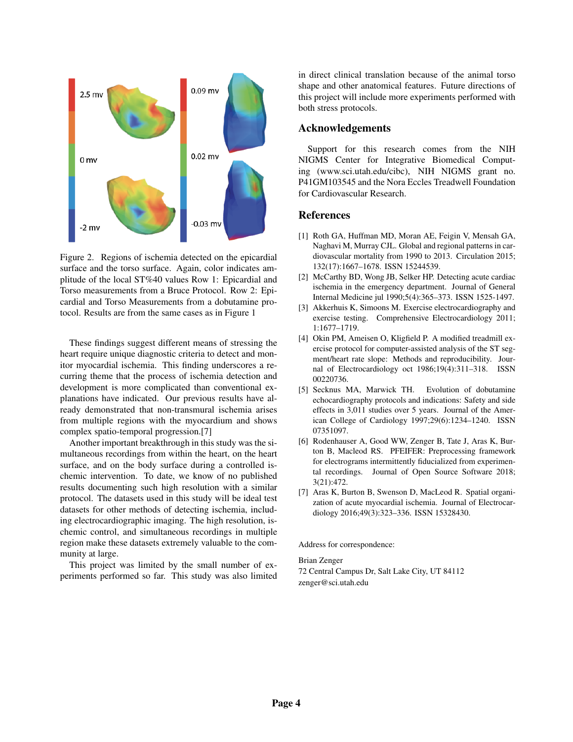2.5 mv

0 mv

-2 mv

0.09 mv

0.02 mv

-0.03 mv

Figure 2. Regions of ischemia detected on the epicardial surface and the torso surface. Again, color indicates amplitude of the local ST%40 values Row 1: Epicardial and Torso measurements from a Bruce Protocol. Row 2: Epicardial and Torso Measurements from a dobutamine protocol. Results are from the same cases as in Figure 1

These findings suggest different means of stressing the heart require unique diagnostic criteria to detect and monitor myocardial ischemia. This finding underscores a recurring theme that the process of ischemia detection and development is more complicated than conventional explanations have indicated. Our previous results have already demonstrated that non-transmural ischemia arises from multiple regions with the myocardium and shows complex spatio-temporal progression.[7]

Another important breakthrough in this study was the simultaneous recordings from within the heart, on the heart surface, and on the body surface during a controlled ischemic intervention. To date, we know of no published results documenting such high resolution with a similar protocol. The datasets used in this study will be ideal test datasets for other methods of detecting ischemia, including electrocardiographic imaging. The high resolution, ischemic control, and simultaneous recordings in multiple region make these datasets extremely valuable to the community at large.

This project was limited by the small number of experiments performed so far. This study was also limited in direct clinical translation because of the animal torso shape and other anatomical features. Future directions of this project will include more experiments performed with both stress protocols.

## Acknowledgements

Support for this research comes from the NIH NIGMS Center for Integrative Biomedical Computing (www.sci.utah.edu/cibc), NIH NIGMS grant no. P41GM103545 and the Nora Eccles Treadwell Foundation for Cardiovascular Research.

## References

[1] Roth GA, Huffman MD, Moran AE, Feigin V, Mensah GA, Naghavi M, Murray CJL. Global and regional patterns in cardiovascular mortality from 1990 to 2013. Circulation 2015; 132(17):1667–1678. ISSN 15244539.

[2] McCarthy BD, Wong JB, Selker HP. Detecting acute cardiac ischemia in the emergency department. Journal of General Internal Medicine jul 1990;5(4):365–373. ISSN 1525-1497.

[3] Akkerhuis K, Simoons M. Exercise electrocardiography and exercise testing. Comprehensive Electrocardiology 2011; 1:1677–1719.

[4] Okin PM, Ameisen O, Kligfield P. A modified treadmill exercise protocol for computer-assisted analysis of the ST segment/heart rate slope: Methods and reproducibility. Journal of Electrocardiology oct 1986;19(4):311–318. ISSN 00220736.

[5] Secknus MA, Marwick TH. Evolution of dobutamine echocardiography protocols and indications: Safety and side effects in 3,011 studies over 5 years. Journal of the American College of Cardiology 1997;29(6):1234–1240. ISSN 07351097.

[6] Rodenhauser A, Good WW, Zenger B, Tate J, Aras K, Burton B, Macleod RS. PFEIFER: Preprocessing framework for electrograms intermittently fiducialized from experimental recordings. Journal of Open Source Software 2018; 3(21):472.

[7] Aras K, Burton B, Swenson D, MacLeod R. Spatial organization of acute myocardial ischemia. Journal of Electrocardiology 2016;49(3):323–336. ISSN 15328430.

Address for correspondence:

Brian Zenger
72 Central Campus Dr, Salt Lake City, UT 84112
zenger@sci.utah.edu